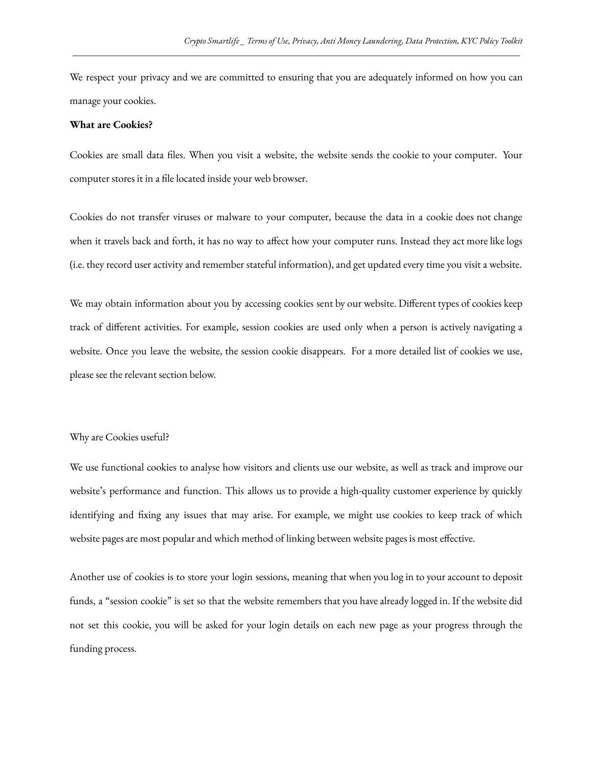We respect your privacy and we are committed to ensuring that you are adequately informed on how you can manage your cookies.

**What are Cookies?**

Cookies are small data files. When you visit a website, the website sends the cookie to your computer. Your computer stores it in a file located inside your web browser.

Cookies do not transfer viruses or malware to your computer, because the data in a cookie does not change when it travels back and forth, it has no way to affect how your computer runs. Instead they act more like logs (i.e. they record user activity and remember stateful information), and get updated every time you visit a website.

We may obtain information about you by accessing cookies sent by our website. Different types of cookies keep track of different activities. For example, session cookies are used only when a person is actively navigating a website. Once you leave the website, the session cookie disappears. For a more detailed list of cookies we use, please see the relevant section below.

Why are Cookies useful?

We use functional cookies to analyse how visitors and clients use our website, as well as track and improve our website's performance and function. This allows us to provide a high-quality customer experience by quickly identifying and fixing any issues that may arise. For example, we might use cookies to keep track of which website pages are most popular and which method of linking between website pages is most effective.

Another use of cookies is to store your login sessions, meaning that when you log in to your account to deposit funds, a "session cookie" is set so that the website remembers that you have already logged in. If the website did not set this cookie, you will be asked for your login details on each new page as your progress through the funding process.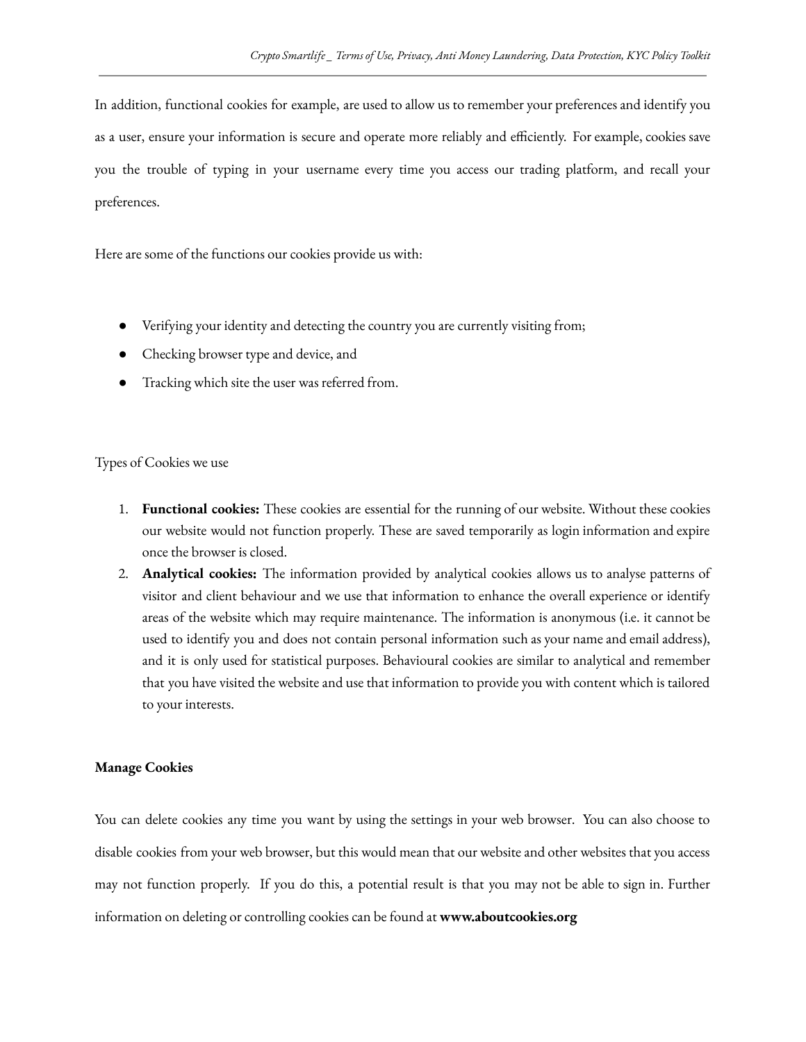In addition, functional cookies for example, are used to allow us to remember your preferences and identify you as a user, ensure your information is secure and operate more reliably and efficiently. For example, cookies save you the trouble of typing in your username every time you access our trading platform, and recall your preferences.

Here are some of the functions our cookies provide us with:

- Verifying your identity and detecting the country you are currently visiting from;
- Checking browser type and device, and
- Tracking which site the user was referred from.

Types of Cookies we use

1. **Functional cookies:** These cookies are essential for the running of our website. Without these cookies our website would not function properly. These are saved temporarily as login information and expire once the browser is closed.
2. **Analytical cookies:** The information provided by analytical cookies allows us to analyse patterns of visitor and client behaviour and we use that information to enhance the overall experience or identify areas of the website which may require maintenance. The information is anonymous (i.e. it cannot be used to identify you and does not contain personal information such as your name and email address), and it is only used for statistical purposes. Behavioural cookies are similar to analytical and remember that you have visited the website and use that information to provide you with content which is tailored to your interests.

**Manage Cookies**

You can delete cookies any time you want by using the settings in your web browser. You can also choose to disable cookies from your web browser, but this would mean that our website and other websites that you access may not function properly. If you do this, a potential result is that you may not be able to sign in. Further information on deleting or controlling cookies can be found at **www.aboutcookies.org**